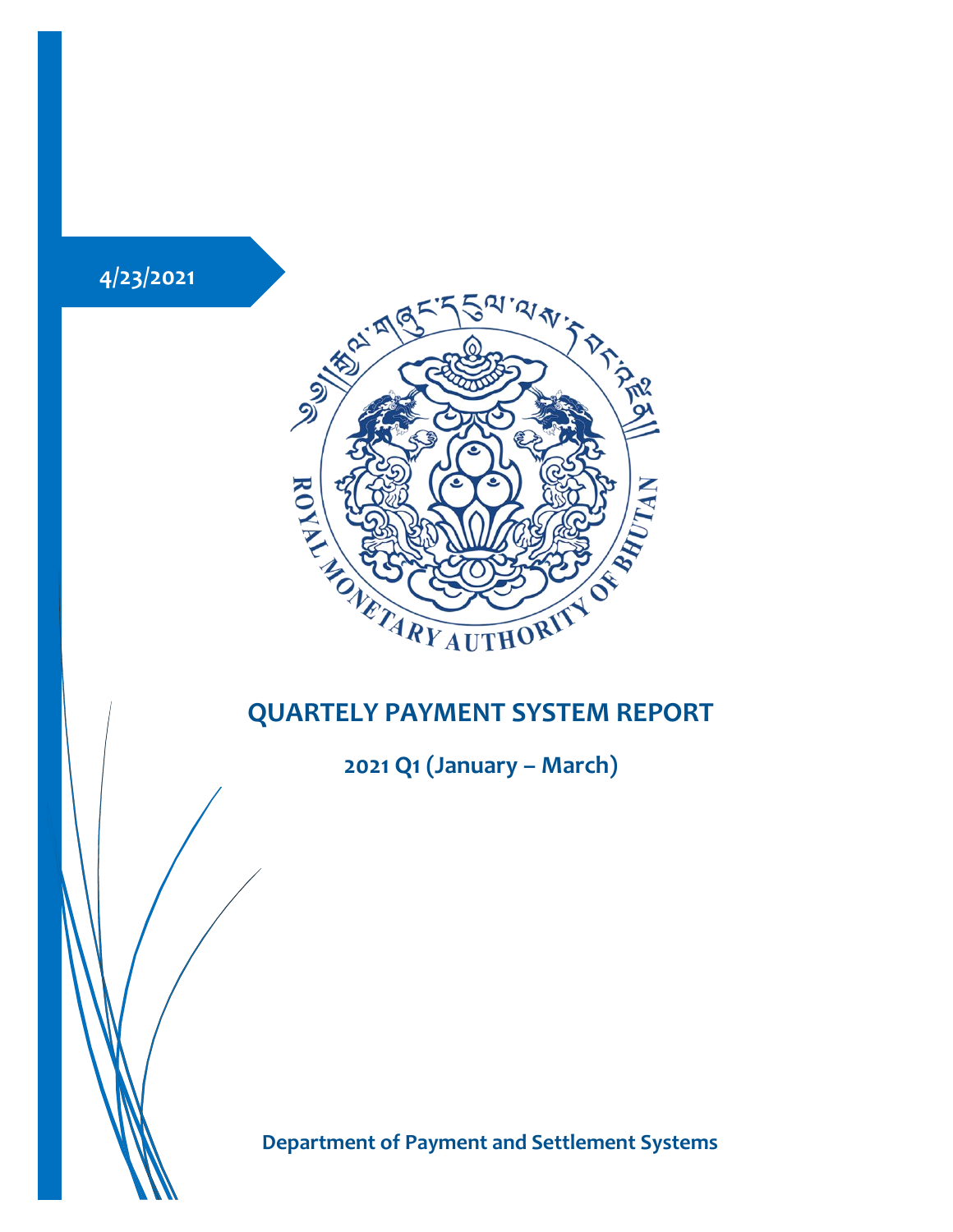4/23/2021

# QUARTELY PAYMENT SYSTEM REPORT

## 2021 Q1 (January – March)

**Department of Payment and Settlement Systems**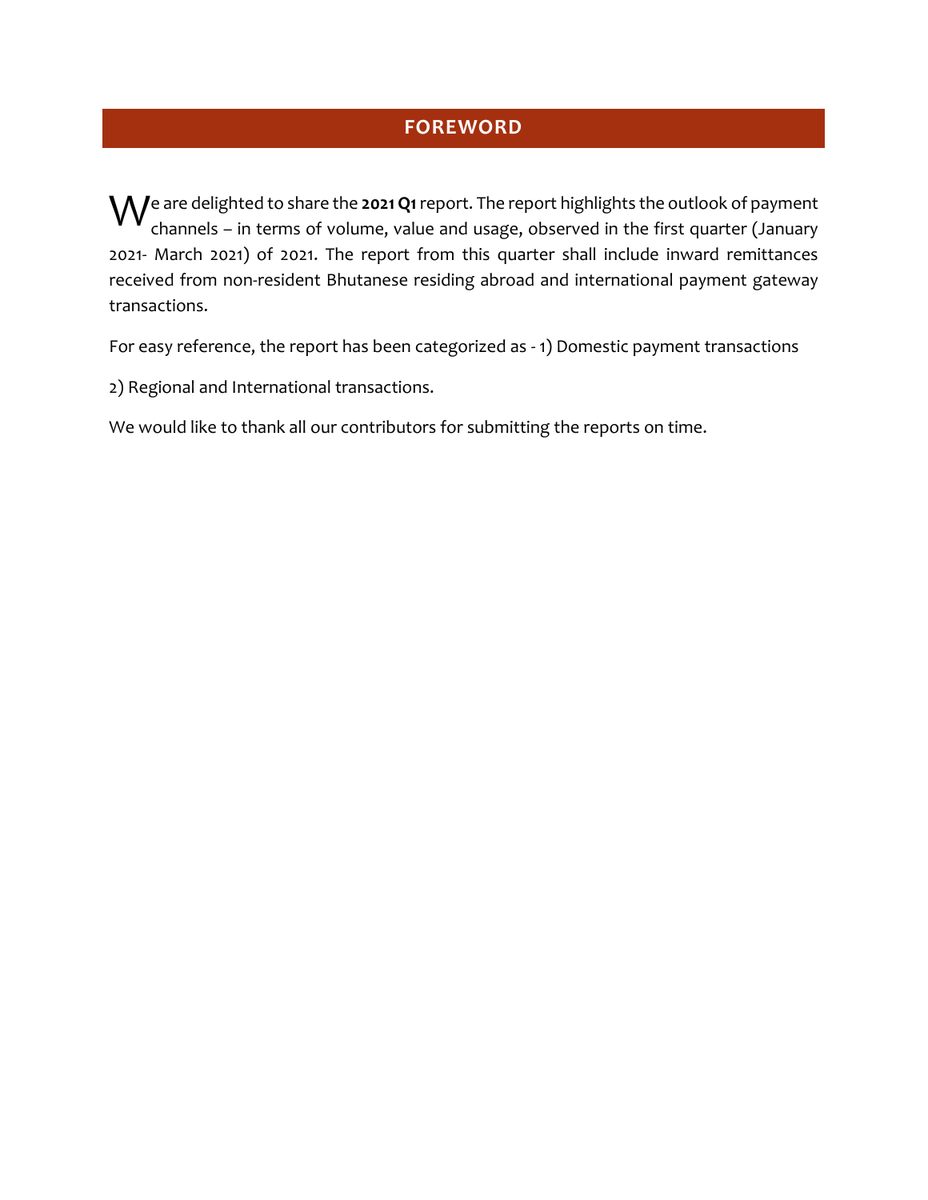# FOREWORD

We are delighted to share the **2021 Q1** report. The report highlights the outlook of payment channels – in terms of volume, value and usage, observed in the first quarter (January 2021- March 2021) of 2021. The report from this quarter shall include inward remittances received from non-resident Bhutanese residing abroad and international payment gateway transactions.

For easy reference, the report has been categorized as - 1) Domestic payment transactions

2) Regional and International transactions.

We would like to thank all our contributors for submitting the reports on time.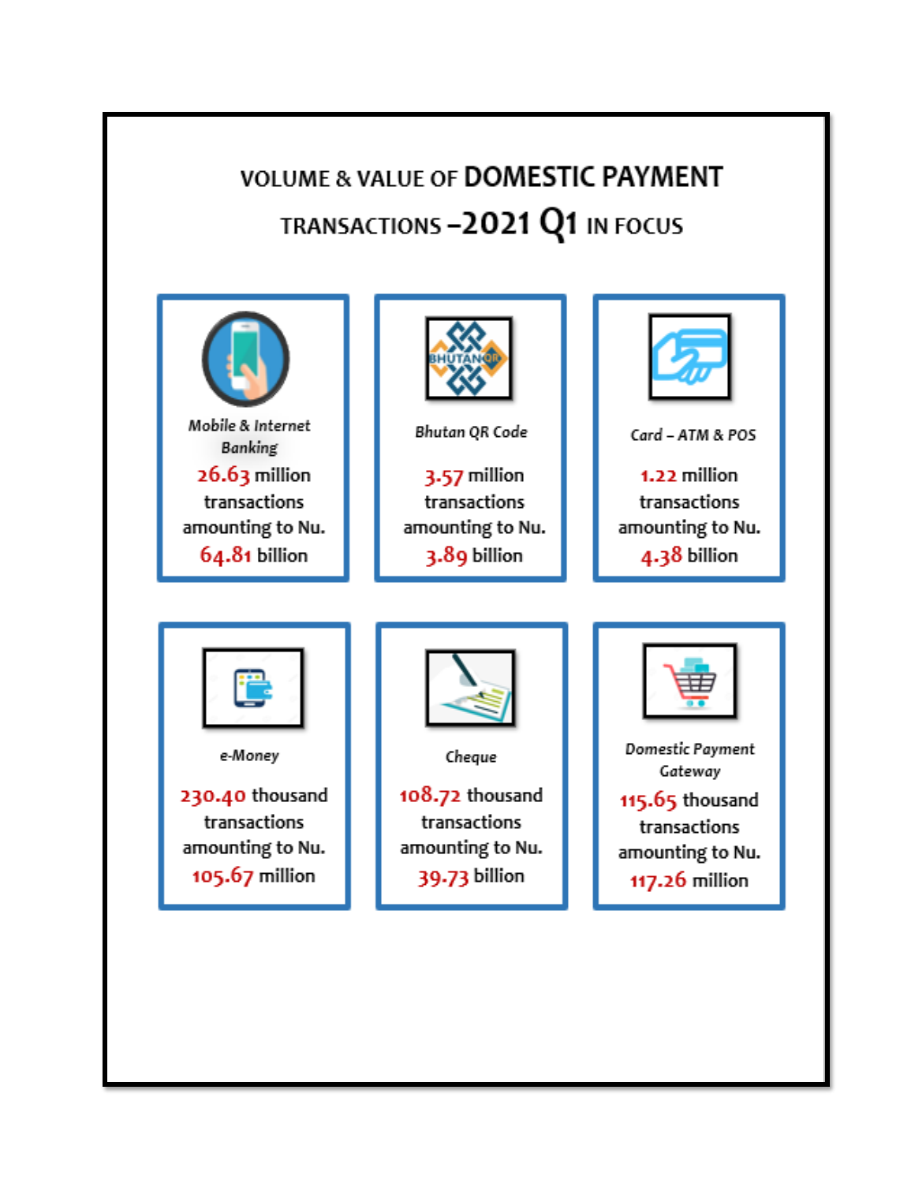# VOLUME & VALUE OF DOMESTIC PAYMENT TRANSACTIONS –2021 Q1 IN FOCUS

*Mobile & Internet Banking*

**26.63** million transactions amounting to Nu. **64.81** billion

*Bhutan QR Code*

**3.57** million transactions amounting to Nu. **3.89** billion

*Card – ATM & POS*

**1.22** million transactions amounting to Nu. **4.38** billion

*e-Money*

**230.40** thousand transactions amounting to Nu. **105.67** million

*Cheque*

**108.72** thousand transactions amounting to Nu. **39.73** billion

*Domestic Payment Gateway*

**115.65** thousand transactions amounting to Nu. **117.26** million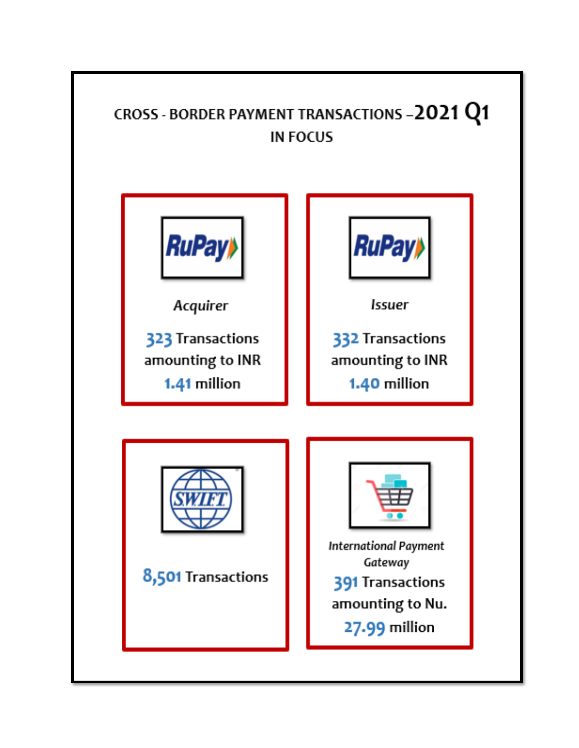# CROSS - BORDER PAYMENT TRANSACTIONS –2021 Q1

## IN FOCUS

### RuPay Acquirer

323 Transactions amounting to INR 1.41 million

### RuPay Issuer

332 Transactions amounting to INR 1.40 million

### SWIFT

8,501 Transactions

### International Payment Gateway

391 Transactions amounting to Nu. 27.99 million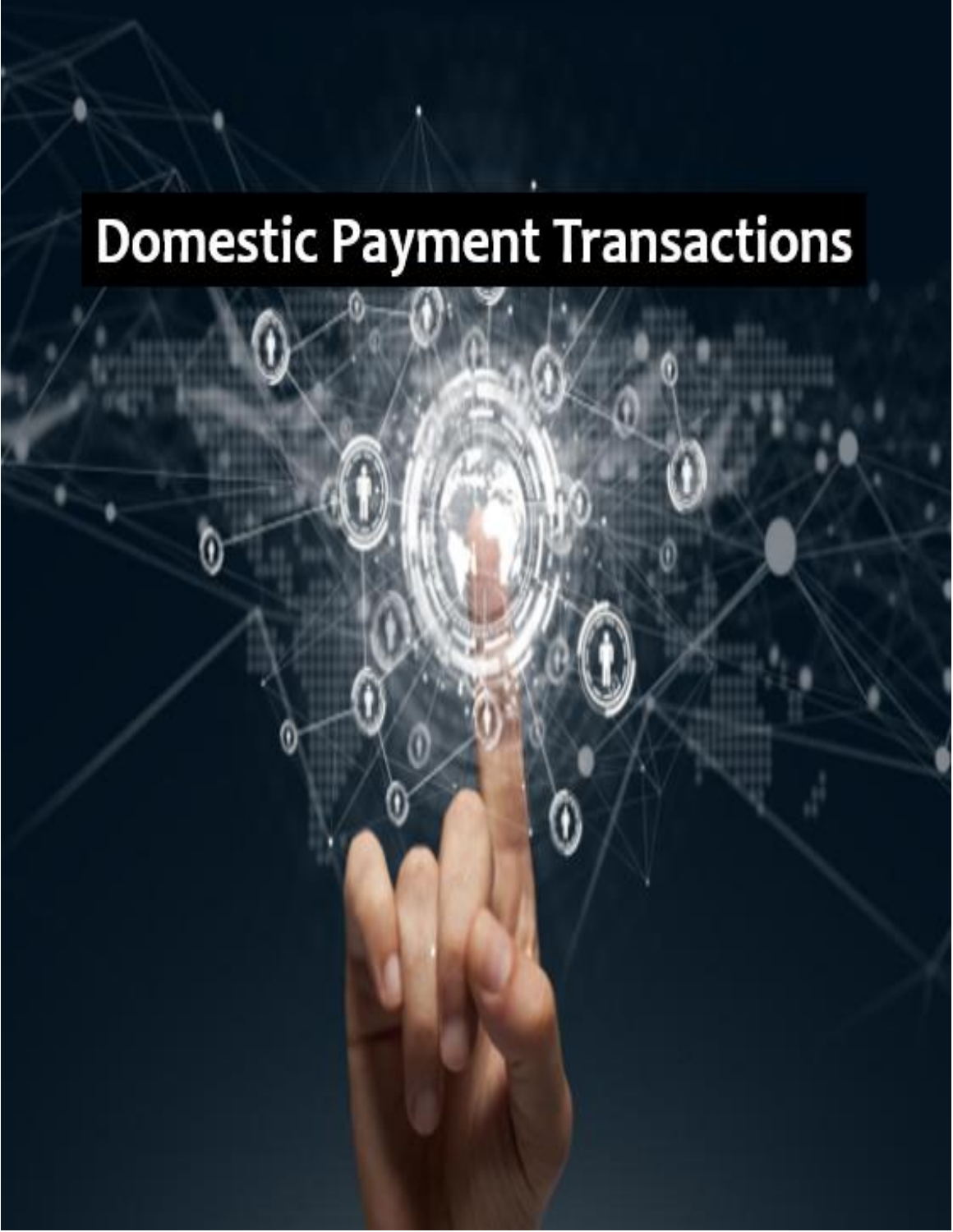# Domestic Payment Transactions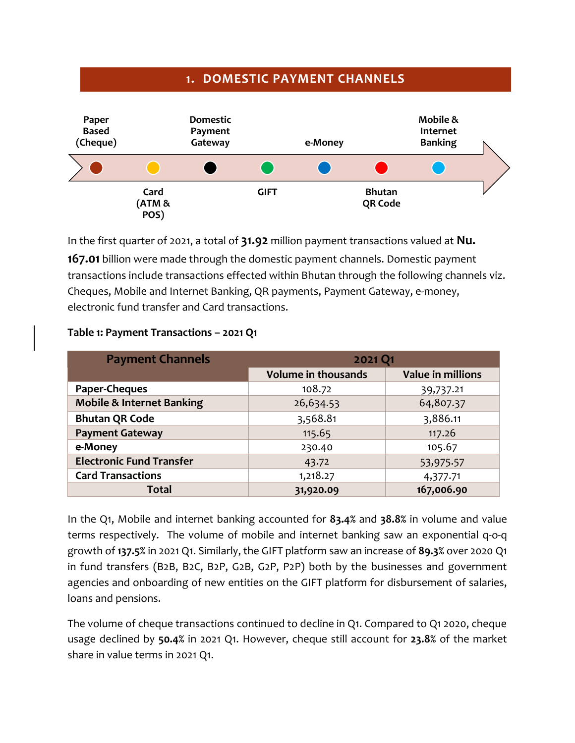## 1. DOMESTIC PAYMENT CHANNELS

Paper Based (Cheque) · Card (ATM & POS) · Domestic Payment Gateway · GIFT · e-Money · Bhutan QR Code · Mobile & Internet Banking

In the first quarter of 2021, a total of **31.92** million payment transactions valued at **Nu. 167.01** billion were made through the domestic payment channels. Domestic payment transactions include transactions effected within Bhutan through the following channels viz. Cheques, Mobile and Internet Banking, QR payments, Payment Gateway, e-money, electronic fund transfer and Card transactions.

**Table 1: Payment Transactions – 2021 Q1**

| Payment Channels | 2021 Q1 | |
|---|---|---|
| | Volume in thousands | Value in millions |
| **Paper-Cheques** | 108.72 | 39,737.21 |
| **Mobile & Internet Banking** | 26,634.53 | 64,807.37 |
| **Bhutan QR Code** | 3,568.81 | 3,886.11 |
| **Payment Gateway** | 115.65 | 117.26 |
| **e-Money** | 230.40 | 105.67 |
| **Electronic Fund Transfer** | 43.72 | 53,975.57 |
| **Card Transactions** | 1,218.27 | 4,377.71 |
| **Total** | **31,920.09** | **167,006.90** |

In the Q1, Mobile and internet banking accounted for **83.4%** and **38.8%** in volume and value terms respectively. The volume of mobile and internet banking saw an exponential q-o-q growth of **137.5%** in 2021 Q1. Similarly, the GIFT platform saw an increase of **89.3%** over 2020 Q1 in fund transfers (B2B, B2C, B2P, G2B, G2P, P2P) both by the businesses and government agencies and onboarding of new entities on the GIFT platform for disbursement of salaries, loans and pensions.

The volume of cheque transactions continued to decline in Q1. Compared to Q1 2020, cheque usage declined by **50.4%** in 2021 Q1. However, cheque still account for **23.8%** of the market share in value terms in 2021 Q1.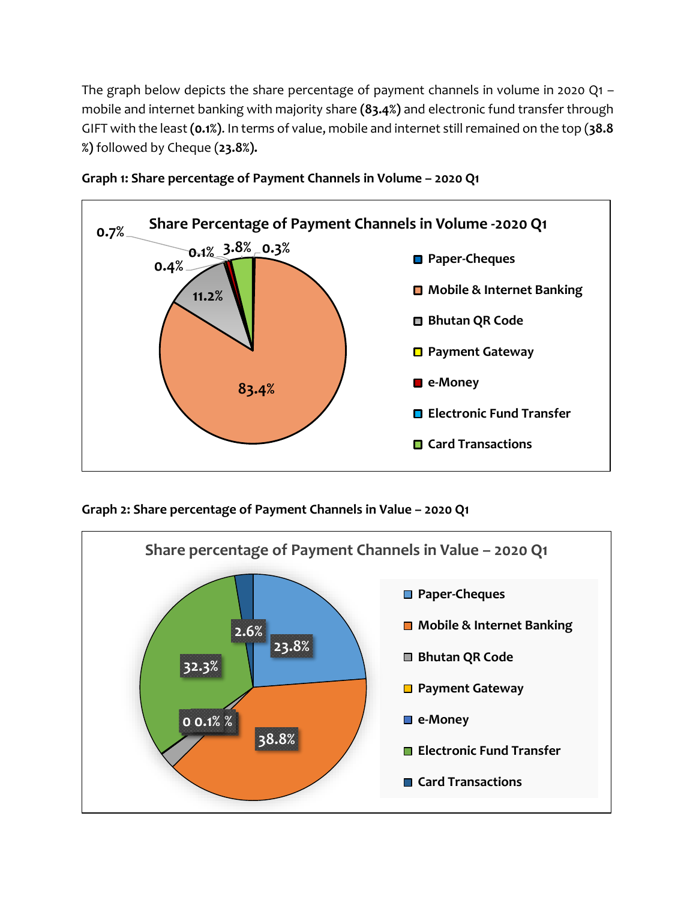The graph below depicts the share percentage of payment channels in volume in 2020 Q1 – mobile and internet banking with majority share **(83.4%)** and electronic fund transfer through GIFT with the least **(0.1%)**. In terms of value, mobile and internet still remained on the top (**38.8 %)** followed by Cheque (**23.8%).**

**Graph 1: Share percentage of Payment Channels in Volume – 2020 Q1**

**Graph 2: Share percentage of Payment Channels in Value – 2020 Q1**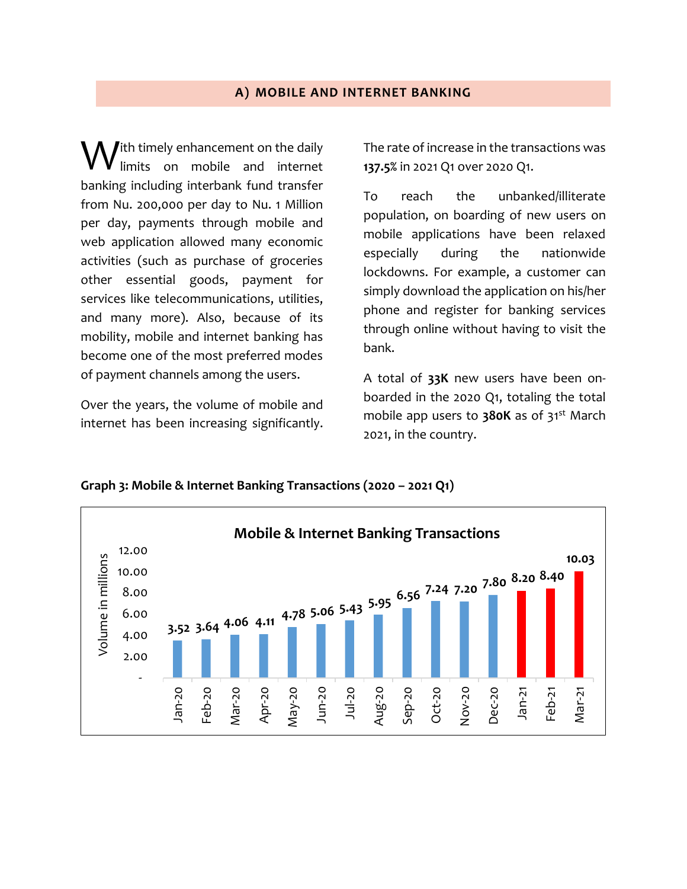## A) MOBILE AND INTERNET BANKING

With timely enhancement on the daily limits on mobile and internet banking including interbank fund transfer from Nu. 200,000 per day to Nu. 1 Million per day, payments through mobile and web application allowed many economic activities (such as purchase of groceries other essential goods, payment for services like telecommunications, utilities, and many more). Also, because of its mobility, mobile and internet banking has become one of the most preferred modes of payment channels among the users.

Over the years, the volume of mobile and internet has been increasing significantly. The rate of increase in the transactions was **137.5%** in 2021 Q1 over 2020 Q1.

To reach the unbanked/illiterate population, on boarding of new users on mobile applications have been relaxed especially during the nationwide lockdowns. For example, a customer can simply download the application on his/her phone and register for banking services through online without having to visit the bank.

A total of **33K** new users have been on-boarded in the 2020 Q1, totaling the total mobile app users to **380K** as of 31st March 2021, in the country.

**Graph 3: Mobile & Internet Banking Transactions (2020 – 2021 Q1)**

Mobile & Internet Banking Transactions

| Month | Volume in millions |
|---|---|
| Jan-20 | 3.52 |
| Feb-20 | 3.64 |
| Mar-20 | 4.06 |
| Apr-20 | 4.11 |
| May-20 | 4.78 |
| Jun-20 | 5.06 |
| Jul-20 | 5.43 |
| Aug-20 | 5.95 |
| Sep-20 | 6.56 |
| Oct-20 | 7.24 |
| Nov-20 | 7.20 |
| Dec-20 | 7.80 |
| Jan-21 | 8.20 |
| Feb-21 | 8.40 |
| Mar-21 | 10.03 |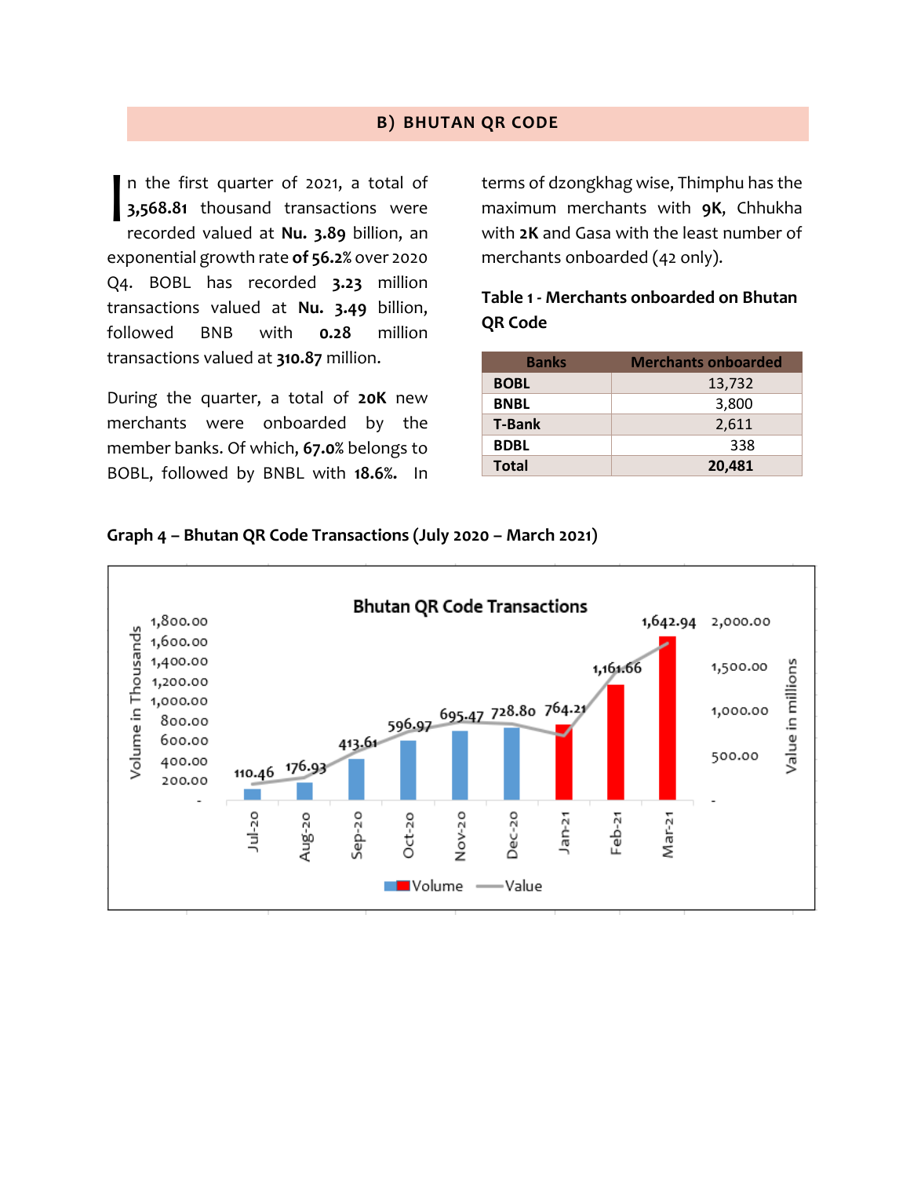## B) BHUTAN QR CODE

In the first quarter of 2021, a total of **3,568.81** thousand transactions were recorded valued at **Nu. 3.89** billion, an exponential growth rate **of 56.2%** over 2020 Q4. BOBL has recorded **3.23** million transactions valued at **Nu. 3.49** billion, followed BNB with **0.28** million transactions valued at **310.87** million.

During the quarter, a total of **20K** new merchants were onboarded by the member banks. Of which, **67.0%** belongs to BOBL, followed by BNBL with **18.6%.** In terms of dzongkhag wise, Thimphu has the maximum merchants with **9K**, Chhukha with **2K** and Gasa with the least number of merchants onboarded (42 only).

**Table 1 - Merchants onboarded on Bhutan QR Code**

| Banks | Merchants onboarded |
|---|---|
| **BOBL** | 13,732 |
| **BNBL** | 3,800 |
| **T-Bank** | 2,611 |
| **BDBL** | 338 |
| **Total** | **20,481** |

**Graph 4 – Bhutan QR Code Transactions (July 2020 – March 2021)**

Bhutan QR Code Transactions

| Month | Value (in millions) |
|---|---|
| Jul-20 | 110.46 |
| Aug-20 | 176.93 |
| Sep-20 | 413.61 |
| Oct-20 | 596.97 |
| Nov-20 | 695.47 |
| Dec-20 | 728.80 |
| Jan-21 | 764.21 |
| Feb-21 | 1,161.66 |
| Mar-21 | 1,642.94 |

Volume in Thousands; Value in millions

Volume — Value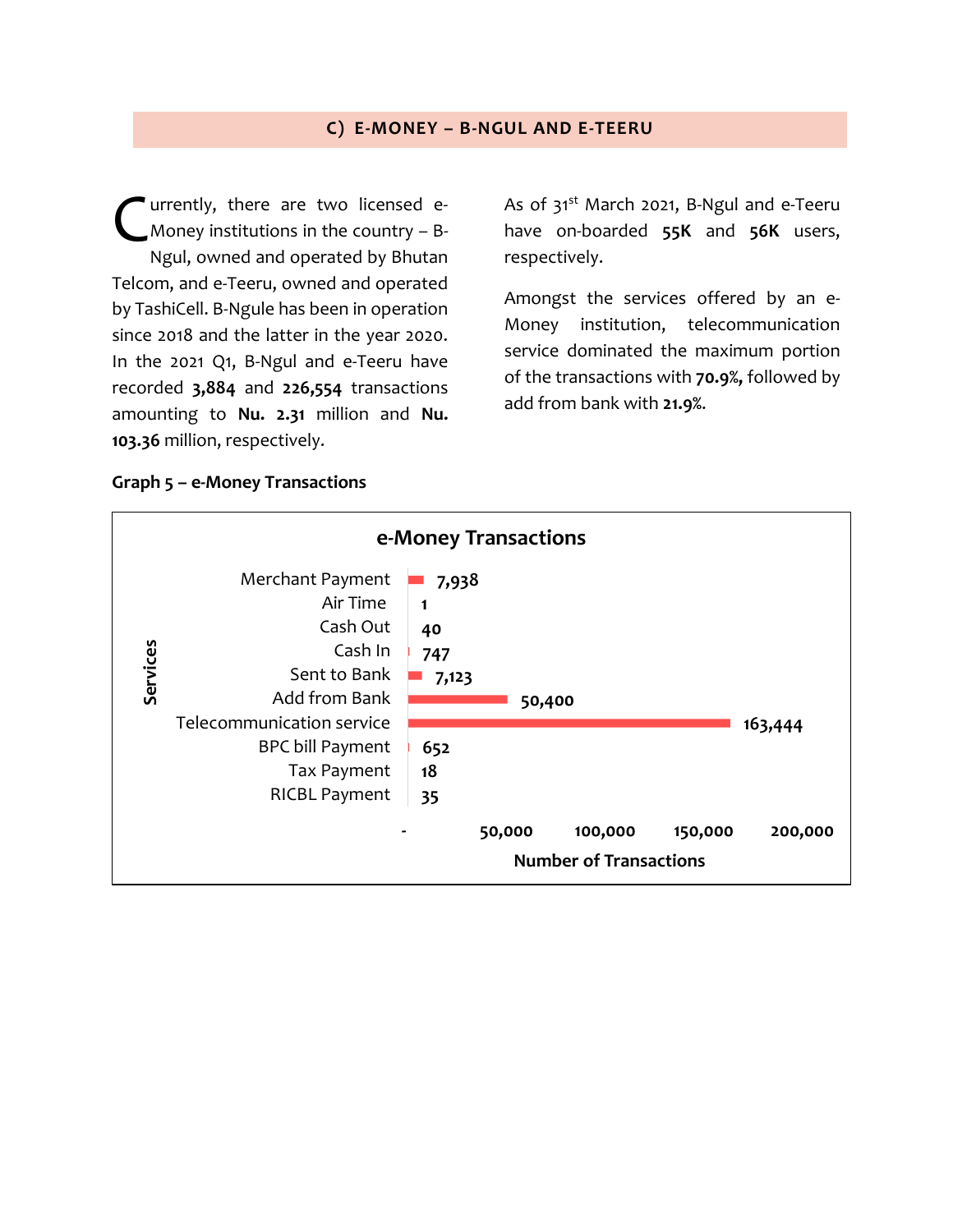## C) E-MONEY – B-NGUL AND E-TEERU

Currently, there are two licensed e-Money institutions in the country – B-Ngul, owned and operated by Bhutan Telcom, and e-Teeru, owned and operated by TashiCell. B-Ngule has been in operation since 2018 and the latter in the year 2020. In the 2021 Q1, B-Ngul and e-Teeru have recorded **3,884** and **226,554** transactions amounting to **Nu. 2.31** million and **Nu. 103.36** million, respectively.

As of 31st March 2021, B-Ngul and e-Teeru have on-boarded **55K** and **56K** users, respectively.

Amongst the services offered by an e-Money institution, telecommunication service dominated the maximum portion of the transactions with **70.9%,** followed by add from bank with **21.9%**.

**Graph 5 – e-Money Transactions**

e-Money Transactions

| Services | Number of Transactions |
|---|---|
| Merchant Payment | 7,938 |
| Air Time | 1 |
| Cash Out | 40 |
| Cash In | 747 |
| Sent to Bank | 7,123 |
| Add from Bank | 50,400 |
| Telecommunication service | 163,444 |
| BPC bill Payment | 652 |
| Tax Payment | 18 |
| RICBL Payment | 35 |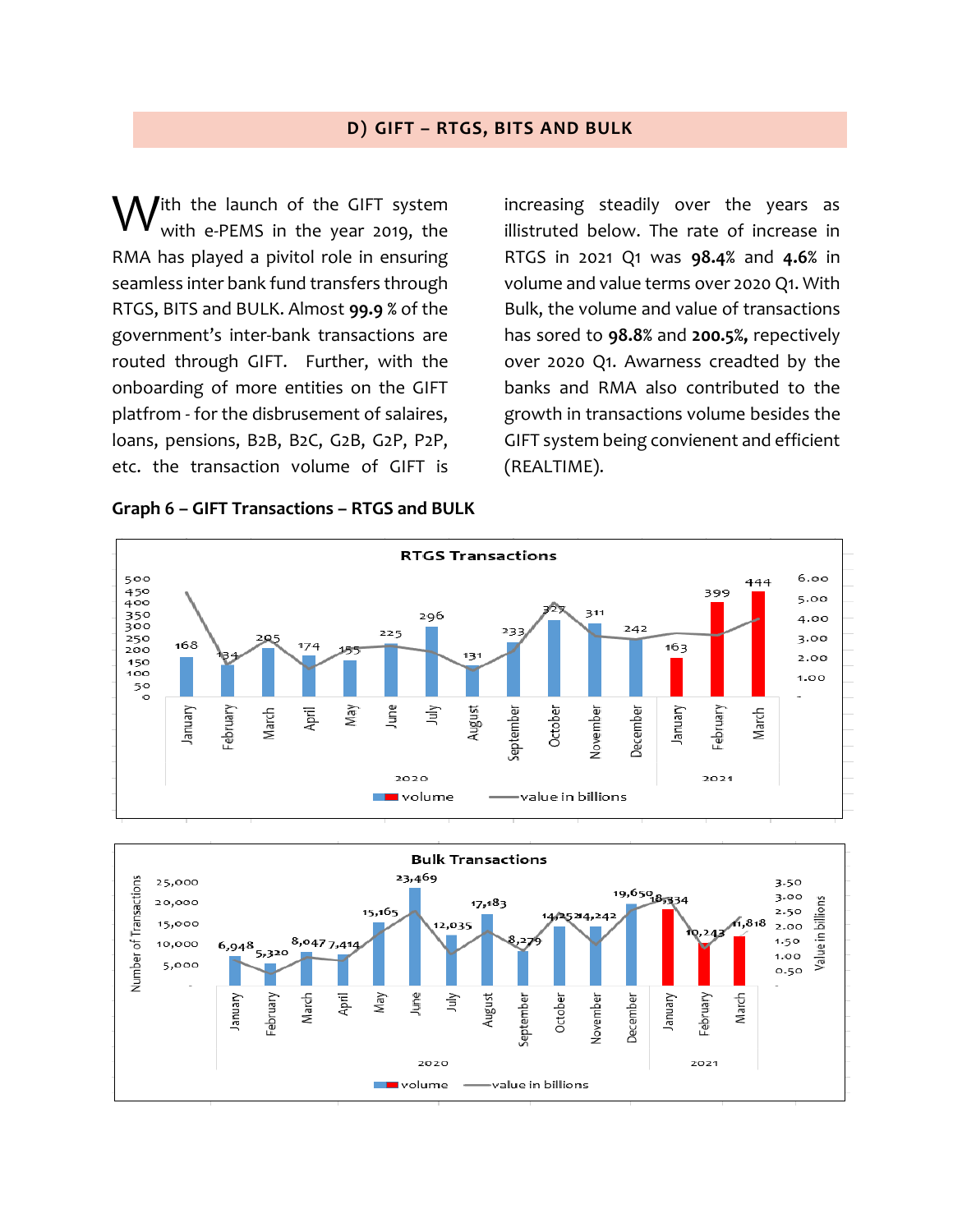## D) GIFT – RTGS, BITS AND BULK

With the launch of the GIFT system with e-PEMS in the year 2019, the RMA has played a pivitol role in ensuring seamless inter bank fund transfers through RTGS, BITS and BULK. Almost **99.9** % of the government's inter-bank transactions are routed through GIFT. Further, with the onboarding of more entities on the GIFT platfrom - for the disbrusement of salaires, loans, pensions, B2B, B2C, G2B, G2P, P2P, etc. the transaction volume of GIFT is increasing steadily over the years as illistruted below. The rate of increase in RTGS in 2021 Q1 was **98.4%** and **4.6%** in volume and value terms over 2020 Q1. With Bulk, the volume and value of transactions has sored to **98.8%** and **200.5%,** repectively over 2020 Q1. Awarness creadted by the banks and RMA also contributed to the growth in transactions volume besides the GIFT system being convienent and efficient (REALTIME).

**Graph 6 – GIFT Transactions – RTGS and BULK**

**RTGS Transactions**

| Year | Month | Volume |
|---|---|---|
| 2020 | January | 168 |
| 2020 | February | 134 |
| 2020 | March | 205 |
| 2020 | April | 174 |
| 2020 | May | 155 |
| 2020 | June | 225 |
| 2020 | July | 296 |
| 2020 | August | 131 |
| 2020 | September | 233 |
| 2020 | October | 327 |
| 2020 | November | 311 |
| 2020 | December | 242 |
| 2021 | January | 163 |
| 2021 | February | 399 |
| 2021 | March | 444 |

volume — value in billions

**Bulk Transactions**

| Year | Month | Number of Transactions |
|---|---|---|
| 2020 | January | 6,948 |
| 2020 | February | 5,320 |
| 2020 | March | 8,047 |
| 2020 | April | 7,414 |
| 2020 | May | 15,165 |
| 2020 | June | 23,469 |
| 2020 | July | 12,035 |
| 2020 | August | 17,183 |
| 2020 | September | 8,279 |
| 2020 | October | 14,252 |
| 2020 | November | 14,242 |
| 2020 | December | 19,650 |
| 2021 | January | 18,334 |
| 2021 | February | 10,243 |
| 2021 | March | 11,818 |

volume — value in billions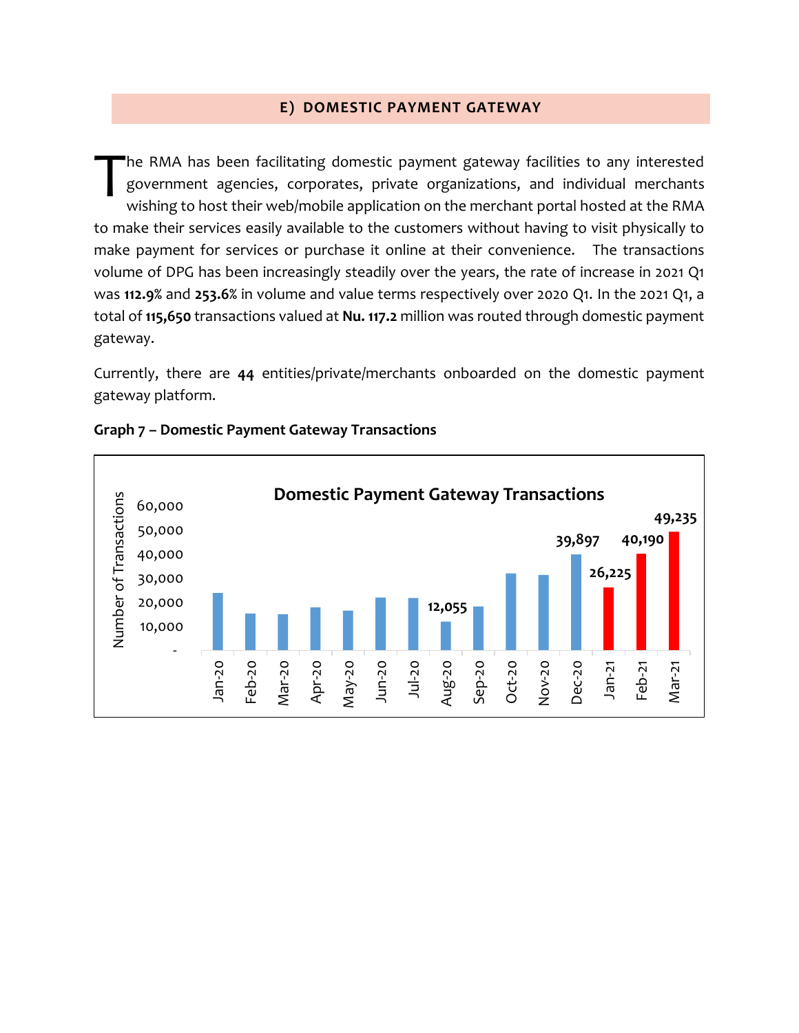## E) DOMESTIC PAYMENT GATEWAY

The RMA has been facilitating domestic payment gateway facilities to any interested government agencies, corporates, private organizations, and individual merchants wishing to host their web/mobile application on the merchant portal hosted at the RMA to make their services easily available to the customers without having to visit physically to make payment for services or purchase it online at their convenience. The transactions volume of DPG has been increasingly steadily over the years, the rate of increase in 2021 Q1 was **112.9%** and **253.6%** in volume and value terms respectively over 2020 Q1. In the 2021 Q1, a total of **115,650** transactions valued at **Nu. 117.2** million was routed through domestic payment gateway.

Currently, there are **44** entities/private/merchants onboarded on the domestic payment gateway platform.

**Graph 7 – Domestic Payment Gateway Transactions**

Domestic Payment Gateway Transactions

| Month | Number of Transactions |
|---|---|
| Aug-20 | 12,055 |
| Dec-20 | 39,897 |
| Jan-21 | 26,225 |
| Feb-21 | 40,190 |
| Mar-21 | 49,235 |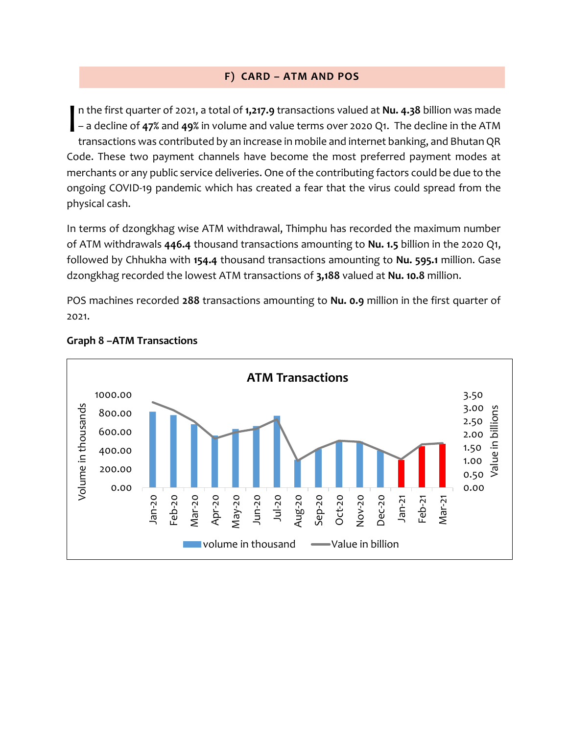## F) CARD – ATM AND POS

In the first quarter of 2021, a total of **1,217.9** transactions valued at **Nu. 4.38** billion was made – a decline of **47%** and **49%** in volume and value terms over 2020 Q1. The decline in the ATM transactions was contributed by an increase in mobile and internet banking, and Bhutan QR Code. These two payment channels have become the most preferred payment modes at merchants or any public service deliveries. One of the contributing factors could be due to the ongoing COVID-19 pandemic which has created a fear that the virus could spread from the physical cash.

In terms of dzongkhag wise ATM withdrawal, Thimphu has recorded the maximum number of ATM withdrawals **446.4** thousand transactions amounting to **Nu. 1.5** billion in the 2020 Q1, followed by Chhukha with **154.4** thousand transactions amounting to **Nu. 595.1** million. Gase dzongkhag recorded the lowest ATM transactions of **3,188** valued at **Nu. 10.8** million.

POS machines recorded **288** transactions amounting to **Nu. 0.9** million in the first quarter of 2021.

**Graph 8 –ATM Transactions**

ATM Transactions

Volume in thousands: 0.00, 200.00, 400.00, 600.00, 800.00, 1000.00

Value in billions: 0.00, 0.50, 1.00, 1.50, 2.00, 2.50, 3.00, 3.50

Jan-20, Feb-20, Mar-20, Apr-20, May-20, Jun-20, Jul-20, Aug-20, Sep-20, Oct-20, Nov-20, Dec-20, Jan-21, Feb-21, Mar-21

volume in thousand — Value in billion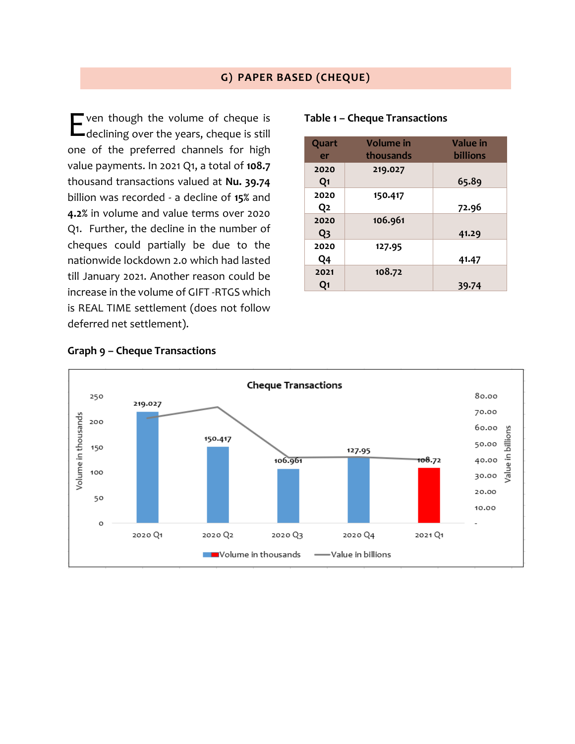## G) PAPER BASED (CHEQUE)

Even though the volume of cheque is declining over the years, cheque is still one of the preferred channels for high value payments. In 2021 Q1, a total of **108.7** thousand transactions valued at **Nu. 39.74** billion was recorded - a decline of **15%** and **4.2%** in volume and value terms over 2020 Q1. Further, the decline in the number of cheques could partially be due to the nationwide lockdown 2.0 which had lasted till January 2021. Another reason could be increase in the volume of GIFT -RTGS which is REAL TIME settlement (does not follow deferred net settlement).

**Table 1 – Cheque Transactions**

| Quarter | Volume in thousands | Value in billions |
|---|---|---|
| 2020 Q1 | 219.027 | 65.89 |
| 2020 Q2 | 150.417 | 72.96 |
| 2020 Q3 | 106.961 | 41.29 |
| 2020 Q4 | 127.95 | 41.47 |
| 2021 Q1 | 108.72 | 39.74 |

**Graph 9 – Cheque Transactions**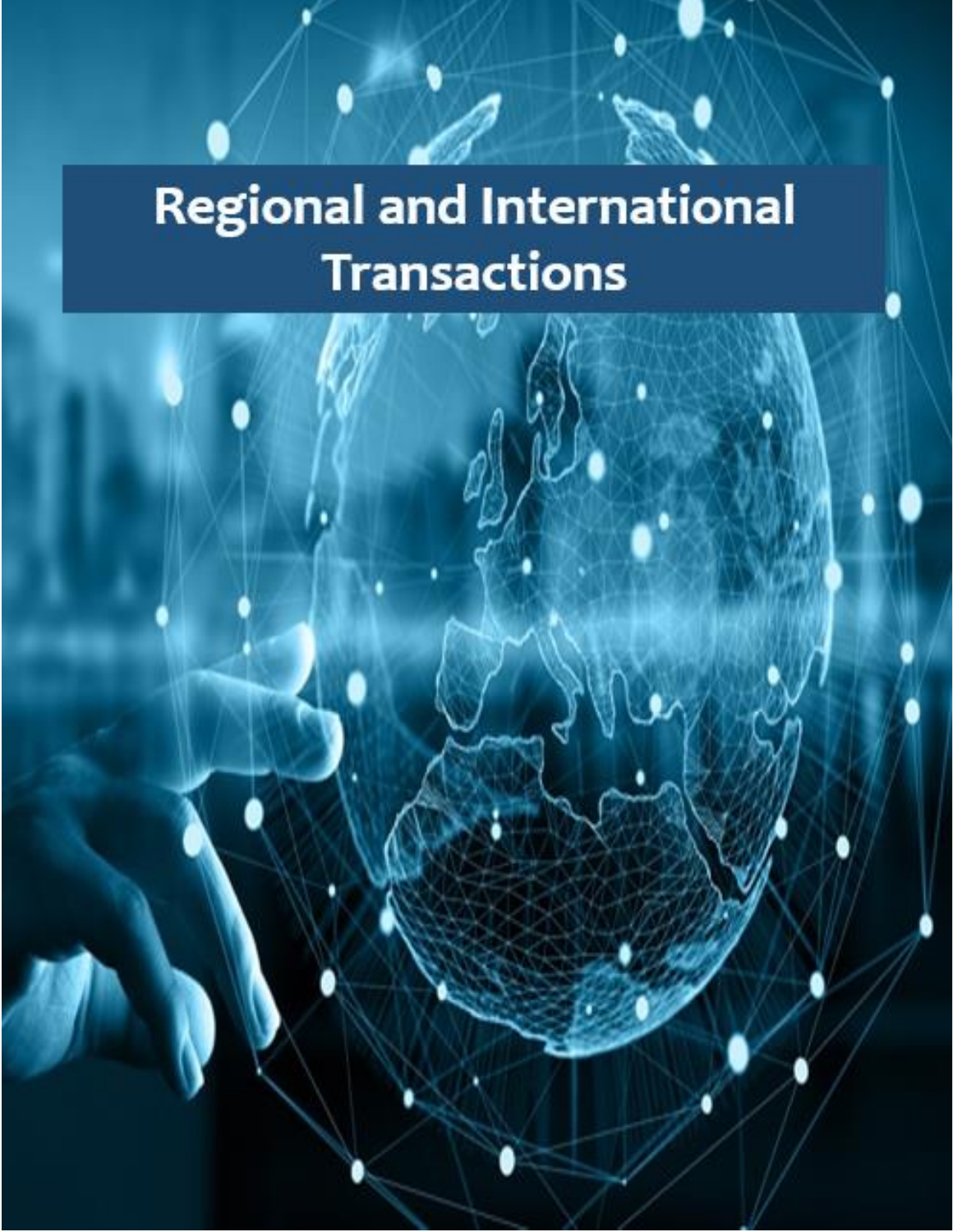# Regional and International Transactions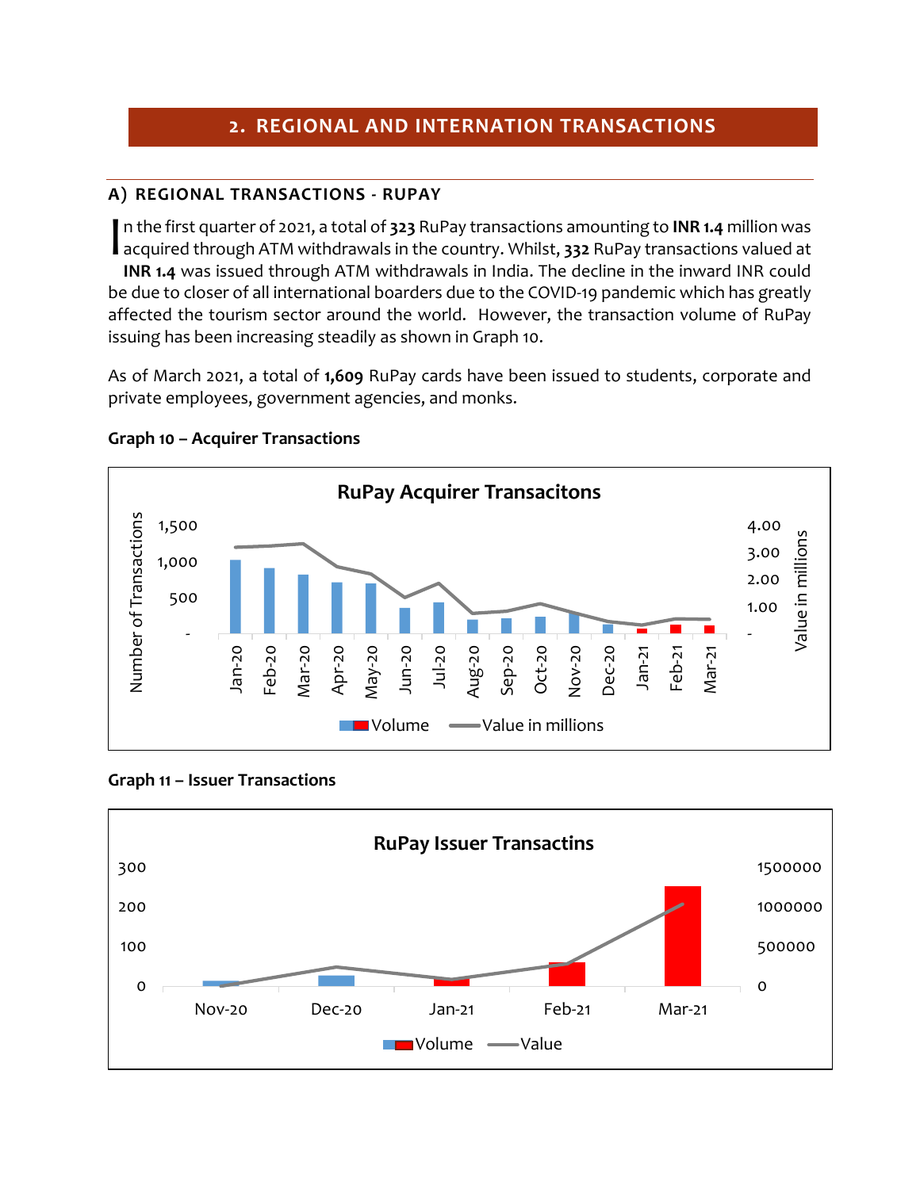## 2. REGIONAL AND INTERNATION TRANSACTIONS

### A) REGIONAL TRANSACTIONS - RUPAY

In the first quarter of 2021, a total of **323** RuPay transactions amounting to **INR 1.4** million was acquired through ATM withdrawals in the country. Whilst, **332** RuPay transactions valued at **INR 1.4** was issued through ATM withdrawals in India. The decline in the inward INR could be due to closer of all international boarders due to the COVID-19 pandemic which has greatly affected the tourism sector around the world. However, the transaction volume of RuPay issuing has been increasing steadily as shown in Graph 10.

As of March 2021, a total of **1,609** RuPay cards have been issued to students, corporate and private employees, government agencies, and monks.

**Graph 10 – Acquirer Transactions**

RuPay Acquirer Transacitons

Number of Transactions: 1,500; 1,000; 500; -

Value in millions: 4.00; 3.00; 2.00; 1.00; -

Jan-20, Feb-20, Mar-20, Apr-20, May-20, Jun-20, Jul-20, Aug-20, Sep-20, Oct-20, Nov-20, Dec-20, Jan-21, Feb-21, Mar-21

Volume — Value in millions

**Graph 11 – Issuer Transactions**

RuPay Issuer Transactins

300; 200; 100; 0

1500000; 1000000; 500000; 0

Nov-20, Dec-20, Jan-21, Feb-21, Mar-21

Volume — Value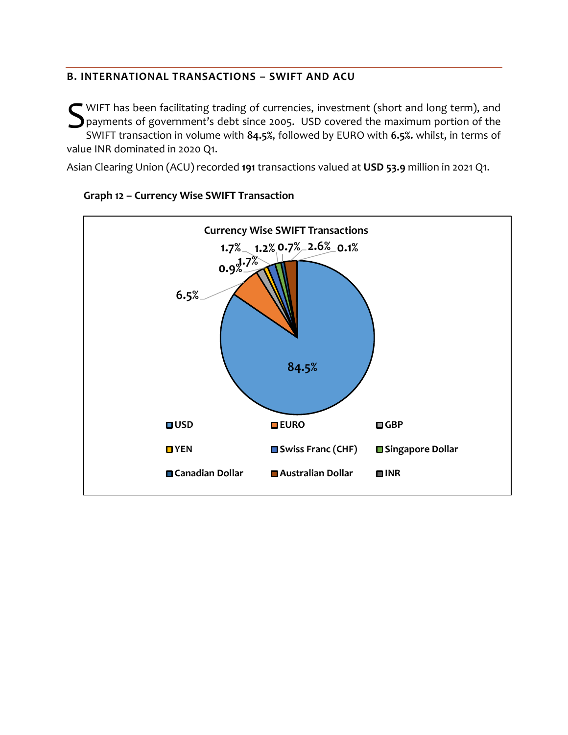## B. INTERNATIONAL TRANSACTIONS – SWIFT AND ACU

SWIFT has been facilitating trading of currencies, investment (short and long term), and payments of government's debt since 2005. USD covered the maximum portion of the SWIFT transaction in volume with **84.5%**, followed by EURO with **6.5%.** whilst, in terms of value INR dominated in 2020 Q1.

Asian Clearing Union (ACU) recorded **191** transactions valued at **USD 53.9** million in 2021 Q1.

**Graph 12 – Currency Wise SWIFT Transaction**

**Currency Wise SWIFT Transactions**

| Currency | Share |
|---|---|
| USD | 84.5% |
| EURO | 6.5% |
| GBP | 1.7% |
| YEN | 0.9% |
| Swiss Franc (CHF) | 1.7% |
| Singapore Dollar | 1.2% |
| Canadian Dollar | 0.7% |
| Australian Dollar | 2.6% |
| INR | 0.1% |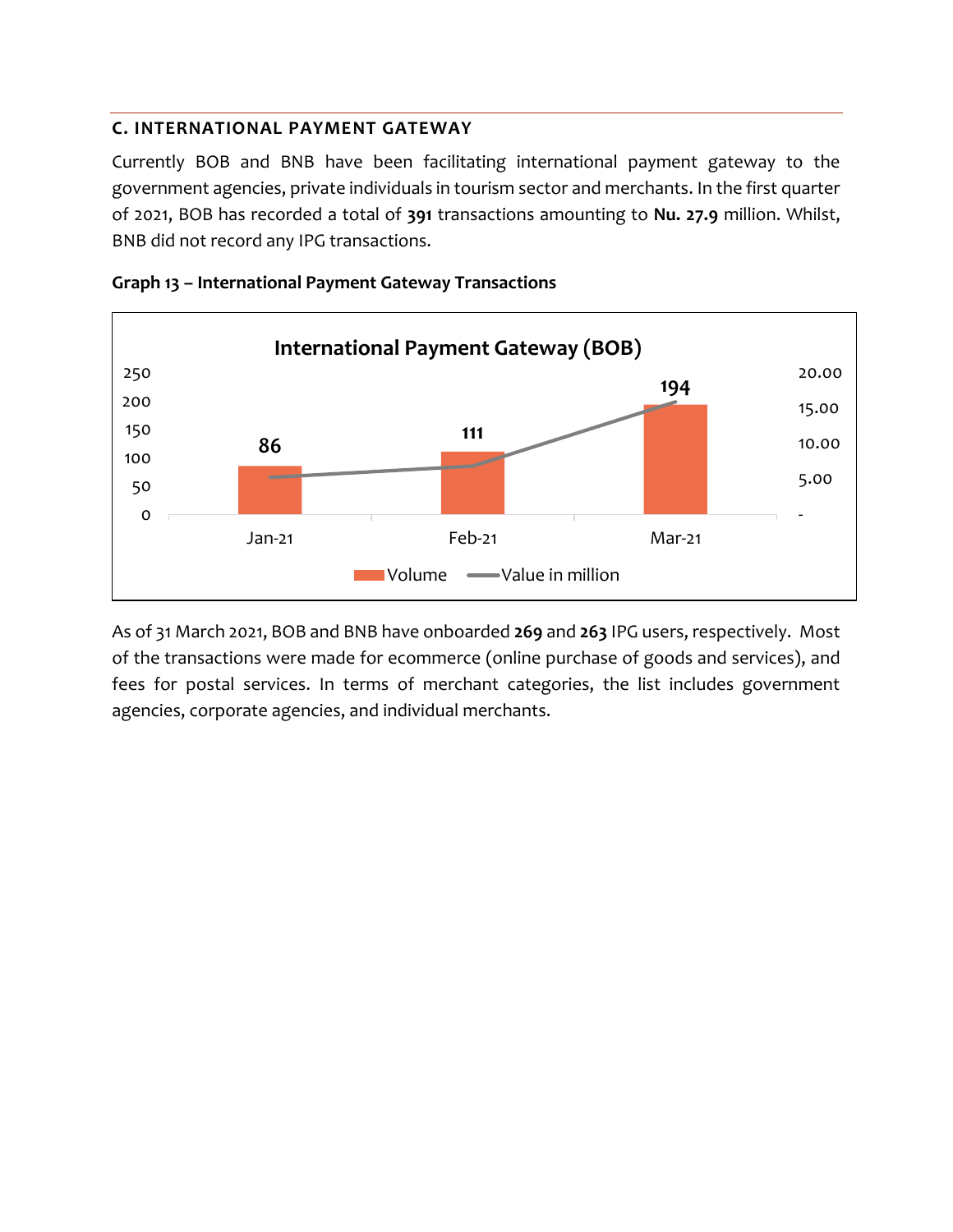### C. INTERNATIONAL PAYMENT GATEWAY

Currently BOB and BNB have been facilitating international payment gateway to the government agencies, private individuals in tourism sector and merchants. In the first quarter of 2021, BOB has recorded a total of **391** transactions amounting to **Nu. 27.9** million. Whilst, BNB did not record any IPG transactions.

**Graph 13 – International Payment Gateway Transactions**

International Payment Gateway (BOB)

| Month | Volume |
|---|---|
| Jan-21 | 86 |
| Feb-21 | 111 |
| Mar-21 | 194 |

Legend: Volume, Value in million

As of 31 March 2021, BOB and BNB have onboarded **269** and **263** IPG users, respectively. Most of the transactions were made for ecommerce (online purchase of goods and services), and fees for postal services. In terms of merchant categories, the list includes government agencies, corporate agencies, and individual merchants.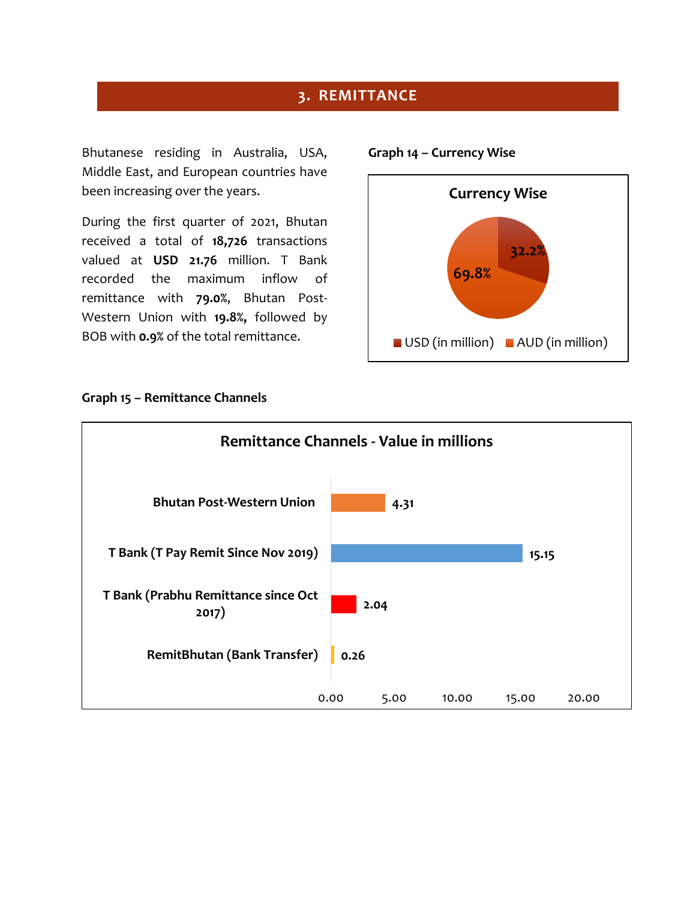## 3. REMITTANCE

Bhutanese residing in Australia, USA, Middle East, and European countries have been increasing over the years.

During the first quarter of 2021, Bhutan received a total of **18,726** transactions valued at **USD 21.76** million. T Bank recorded the maximum inflow of remittance with **79.0%**, Bhutan Post-Western Union with **19.8%,** followed by BOB with **0.9%** of the total remittance.

**Graph 14 – Currency Wise**

Currency Wise

32.2%

69.8%

USD (in million)
AUD (in million)

**Graph 15 – Remittance Channels**

Remittance Channels - Value in millions

Bhutan Post-Western Union
4.31

T Bank (T Pay Remit Since Nov 2019)
15.15

T Bank (Prabhu Remittance since Oct 2017)
2.04

RemitBhutan (Bank Transfer)
0.26

0.00
5.00
10.00
15.00
20.00